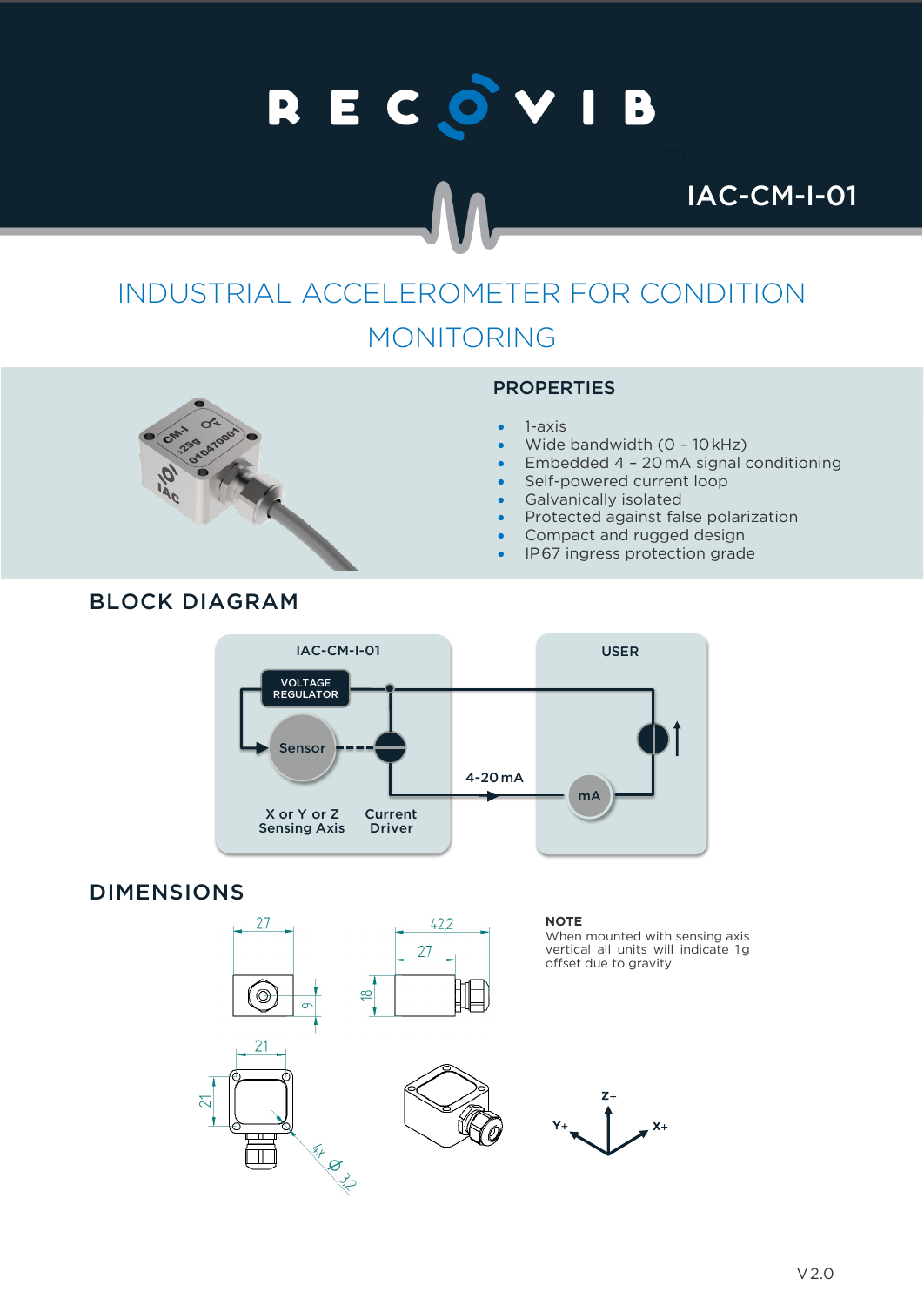# RECOVIB

IAC-CM-I-01

## INDUSTRIAL ACCELEROMETER FOR CONDITION MONITORING

### PROPERTIES

- 1-axis
- Wide bandwidth (0 – 10 kHz)
- Embedded 4 – 20 mA signal conditioning
- Self-powered current loop
- Galvanically isolated
- Protected against false polarization
- Compact and rugged design
- IP67 ingress protection grade

## BLOCK DIAGRAM

IAC-CM-I-01

VOLTAGE REGULATOR

Sensor

X or Y or Z Sensing Axis

Current Driver

4-20 mA

USER

mA

## DIMENSIONS

27

42,2

27

9

18

21

21

4x Ø 3,2

Z+

Y+

X+

**NOTE**
When mounted with sensing axis vertical all units will indicate 1g offset due to gravity

V2.0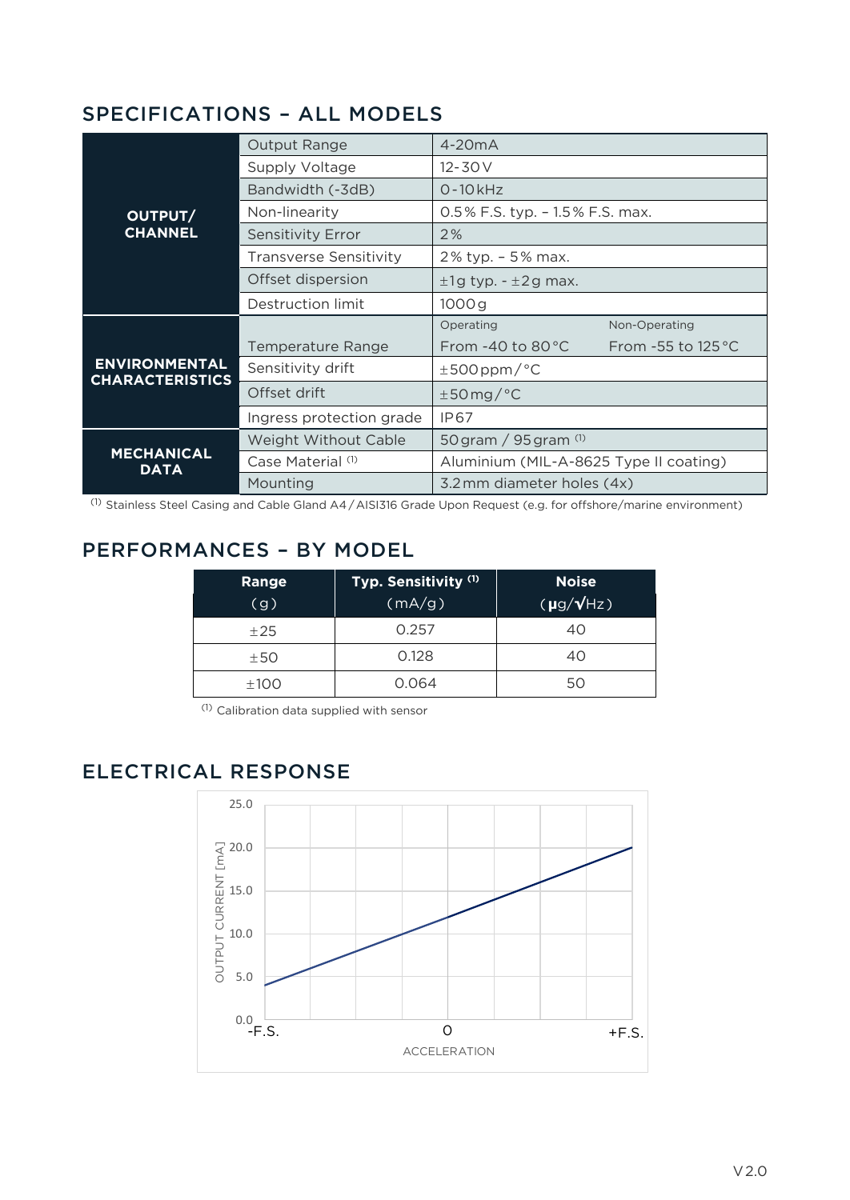## SPECIFICATIONS – ALL MODELS

| | | | |
|---|---|---|---|
| **OUTPUT/ CHANNEL** | Output Range | 4-20mA | |
| | Supply Voltage | 12-30 V | |
| | Bandwidth (-3dB) | 0-10 kHz | |
| | Non-linearity | 0.5 % F.S. typ. – 1.5 % F.S. max. | |
| | Sensitivity Error | 2 % | |
| | Transverse Sensitivity | 2 % typ. – 5 % max. | |
| | Offset dispersion | ±1g typ. - ±2 g max. | |
| | Destruction limit | 1000 g | |
| **ENVIRONMENTAL CHARACTERISTICS** | Temperature Range | Operating<br>From -40 to 80 °C | Non-Operating<br>From -55 to 125 °C |
| | Sensitivity drift | ±500 ppm/°C | |
| | Offset drift | ±50 mg/°C | |
| | Ingress protection grade | IP67 | |
| **MECHANICAL DATA** | Weight Without Cable | 50 gram / 95 gram [1] | |
| | Case Material [1] | Aluminium (MIL-A-8625 Type II coating) | |
| | Mounting | 3.2 mm diameter holes (4x) | |

[1] Stainless Steel Casing and Cable Gland A4 / AISI316 Grade Upon Request (e.g. for offshore/marine environment)

## PERFORMANCES – BY MODEL

| Range (g) | Typ. Sensitivity [1] (mA/g) | Noise (µg/√Hz) |
|---|---|---|
| ±25 | 0.257 | 40 |
| ±50 | 0.128 | 40 |
| ±100 | 0.064 | 50 |

[1] Calibration data supplied with sensor

## ELECTRICAL RESPONSE

OUTPUT CURRENT [mA]: 0.0, 5.0, 10.0, 15.0, 20.0, 25.0

ACCELERATION: -F.S., 0, +F.S.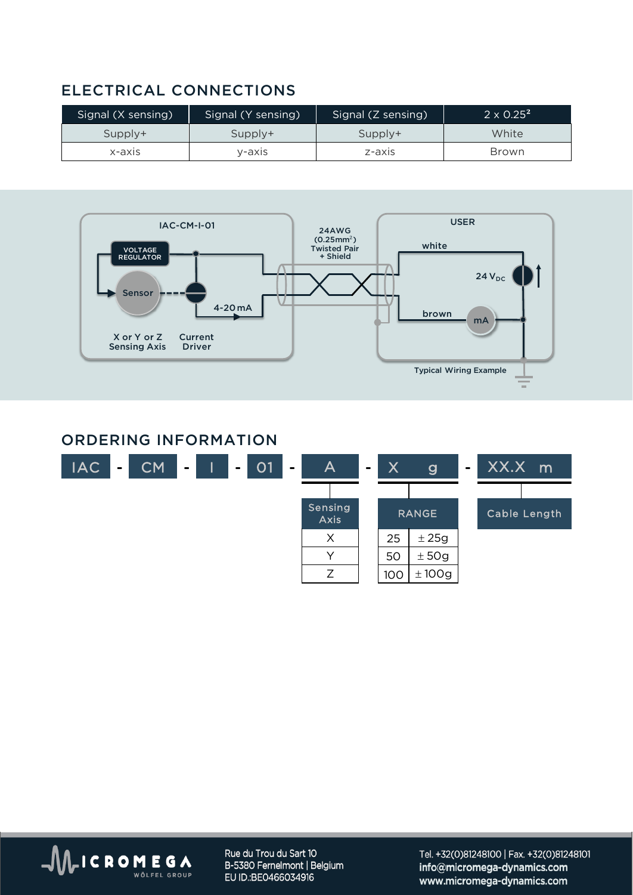## ELECTRICAL CONNECTIONS

| Signal (X sensing) | Signal (Y sensing) | Signal (Z sensing) | 2 x 0.25² |
|---|---|---|---|
| Supply+ | Supply+ | Supply+ | White |
| x-axis | y-axis | z-axis | Brown |

IAC-CM-I-01

VOLTAGE REGULATOR

Sensor

X or Y or Z Sensing Axis

Current Driver

4-20 mA

24AWG ($0.25mm^2$) Twisted Pair + Shield

USER

white

24 $V_{DC}$

brown

mA

Typical Wiring Example

## ORDERING INFORMATION

IAC - CM - I - 01 - A - X g - XX.X m

| Sensing Axis |
|---|
| X |
| Y |
| Z |

| RANGE | |
|---|---|
| 25 | ± 25g |
| 50 | ± 50g |
| 100 | ± 100g |

Cable Length

MICROMEGA WÖLFEL GROUP

Rue du Trou du Sart 10
B-5380 Fernelmont | Belgium
EU ID.:BE0466034916

Tel. +32(0)81248100 | Fax. +32(0)81248101
info@micromega-dynamics.com
www.micromega-dynamics.com